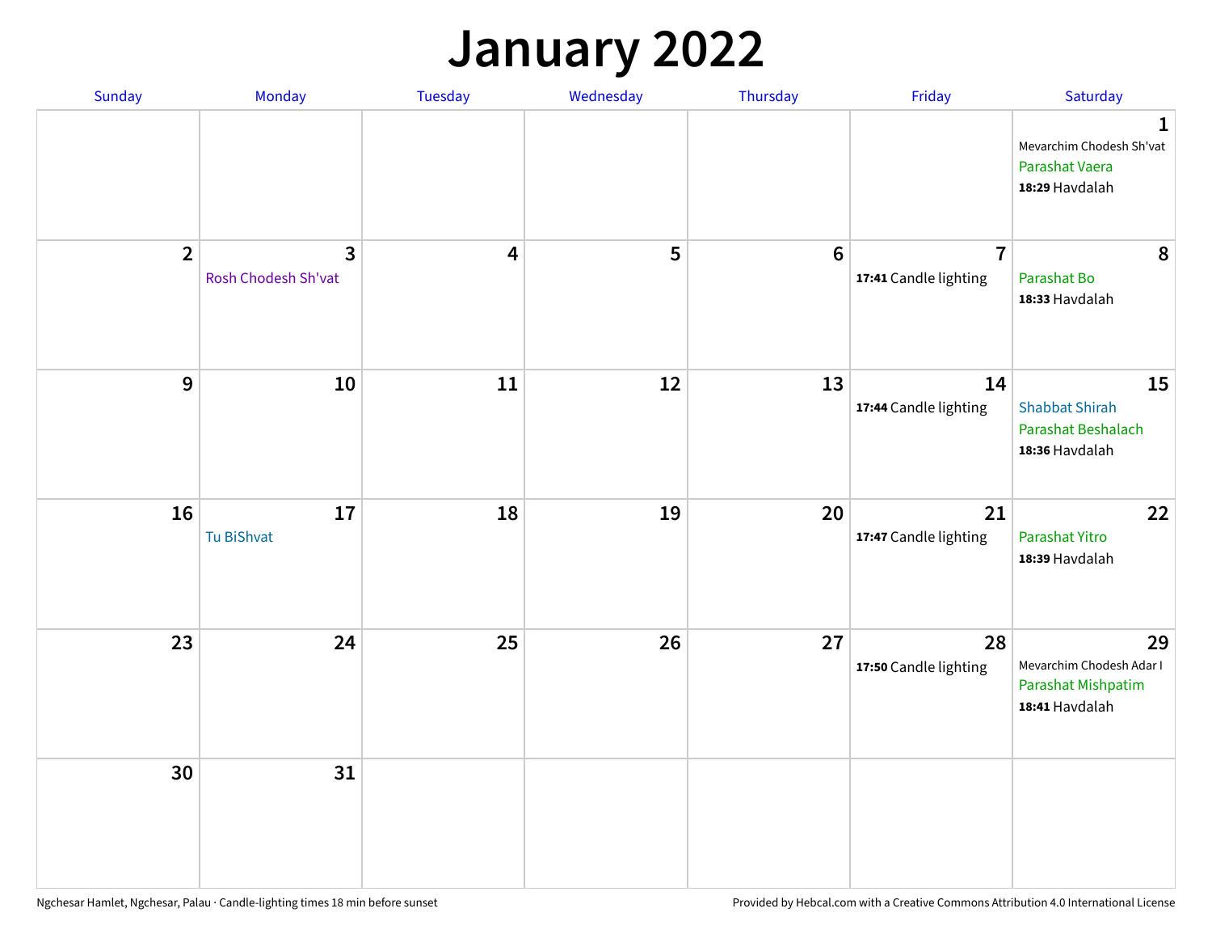# January 2022

| Sunday | Monday | Tuesday | Wednesday | Thursday | Friday | Saturday |
|---|---|---|---|---|---|---|
| | | | | | | 1<br>Mevarchim Chodesh Sh'vat<br>Parashat Vaera<br>**18:29** Havdalah |
| 2 | 3<br>Rosh Chodesh Sh'vat | 4 | 5 | 6 | 7<br>**17:41** Candle lighting | 8<br>Parashat Bo<br>**18:33** Havdalah |
| 9 | 10 | 11 | 12 | 13 | 14<br>**17:44** Candle lighting | 15<br>Shabbat Shirah<br>Parashat Beshalach<br>**18:36** Havdalah |
| 16 | 17<br>Tu BiShvat | 18 | 19 | 20 | 21<br>**17:47** Candle lighting | 22<br>Parashat Yitro<br>**18:39** Havdalah |
| 23 | 24 | 25 | 26 | 27 | 28<br>**17:50** Candle lighting | 29<br>Mevarchim Chodesh Adar I<br>Parashat Mishpatim<br>**18:41** Havdalah |
| 30 | 31 | | | | | |

Ngchesar Hamlet, Ngchesar, Palau · Candle-lighting times 18 min before sunset

Provided by Hebcal.com with a Creative Commons Attribution 4.0 International License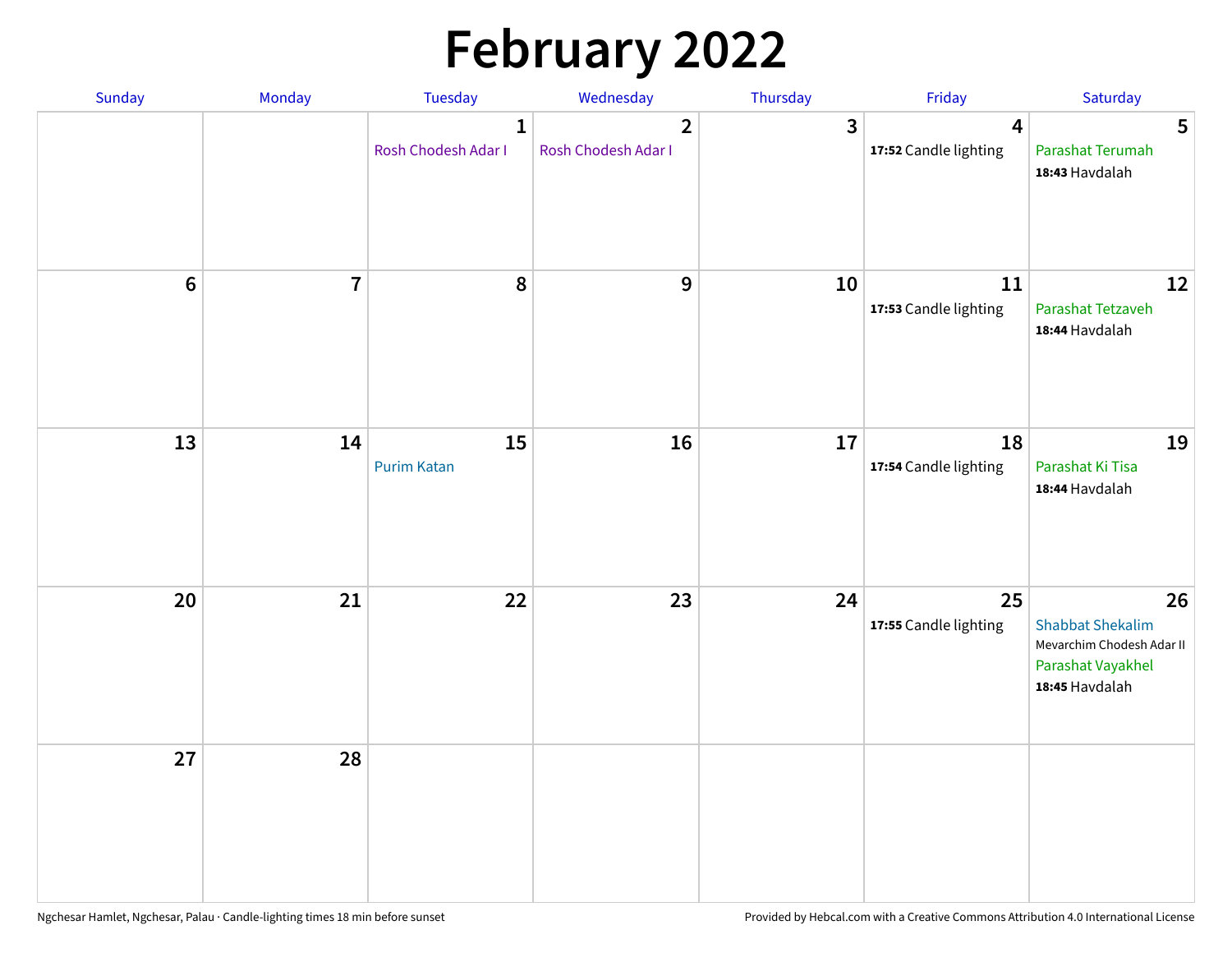# February 2022

| Sunday | Monday | Tuesday | Wednesday | Thursday | Friday | Saturday |
|---|---|---|---|---|---|---|
| | | 1 Rosh Chodesh Adar I | 2 Rosh Chodesh Adar I | 3 | 4 **17:52** Candle lighting | 5 Parashat Terumah **18:43** Havdalah |
| 6 | 7 | 8 | 9 | 10 | 11 **17:53** Candle lighting | 12 Parashat Tetzaveh **18:44** Havdalah |
| 13 | 14 | 15 Purim Katan | 16 | 17 | 18 **17:54** Candle lighting | 19 Parashat Ki Tisa **18:44** Havdalah |
| 20 | 21 | 22 | 23 | 24 | 25 **17:55** Candle lighting | 26 Shabbat Shekalim Mevarchim Chodesh Adar II Parashat Vayakhel **18:45** Havdalah |
| 27 | 28 | | | | | |

Ngchesar Hamlet, Ngchesar, Palau · Candle-lighting times 18 min before sunset

Provided by Hebcal.com with a Creative Commons Attribution 4.0 International License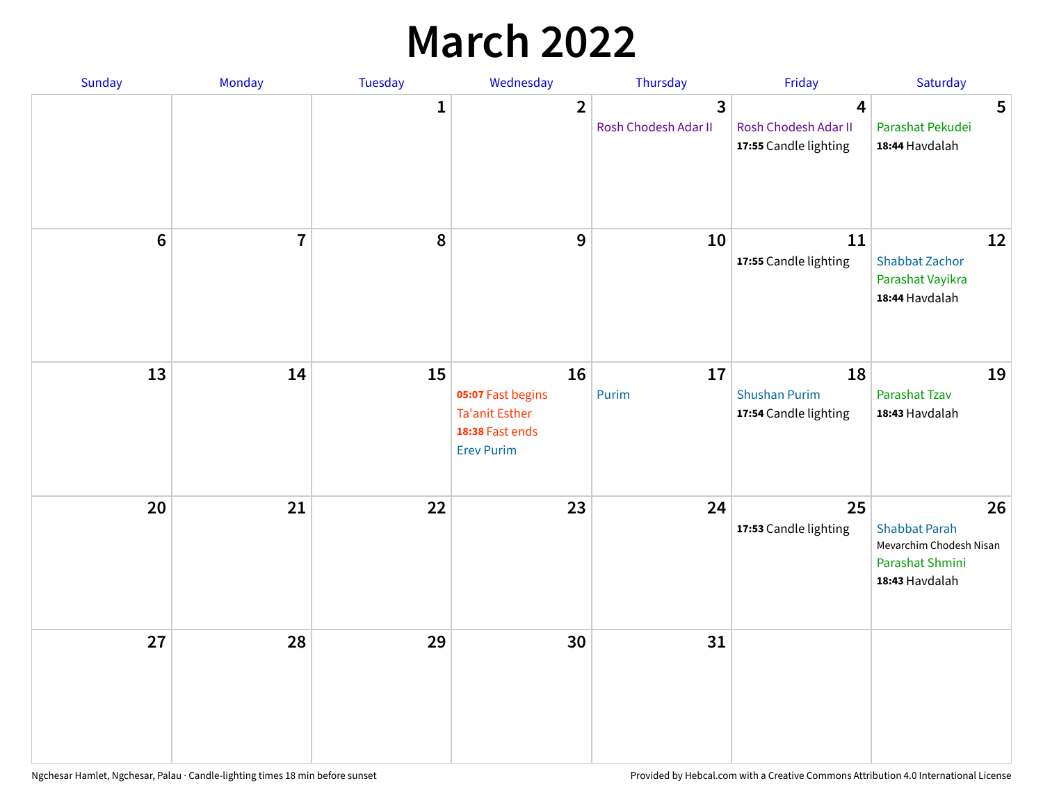# March 2022

| Sunday | Monday | Tuesday | Wednesday | Thursday | Friday | Saturday |
|---|---|---|---|---|---|---|
| | | 1 | 2 | 3<br>Rosh Chodesh Adar II | 4<br>Rosh Chodesh Adar II<br>**17:55** Candle lighting | 5<br>Parashat Pekudei<br>**18:44** Havdalah |
| 6 | 7 | 8 | 9 | 10 | 11<br>**17:55** Candle lighting | 12<br>Shabbat Zachor<br>Parashat Vayikra<br>**18:44** Havdalah |
| 13 | 14 | 15 | 16<br>**05:07** Fast begins<br>Ta'anit Esther<br>**18:38** Fast ends<br>Erev Purim | 17<br>Purim | 18<br>Shushan Purim<br>**17:54** Candle lighting | 19<br>Parashat Tzav<br>**18:43** Havdalah |
| 20 | 21 | 22 | 23 | 24 | 25<br>**17:53** Candle lighting | 26<br>Shabbat Parah<br>Mevarchim Chodesh Nisan<br>Parashat Shmini<br>**18:43** Havdalah |
| 27 | 28 | 29 | 30 | 31 | | |

Ngchesar Hamlet, Ngchesar, Palau · Candle-lighting times 18 min before sunset

Provided by Hebcal.com with a Creative Commons Attribution 4.0 International License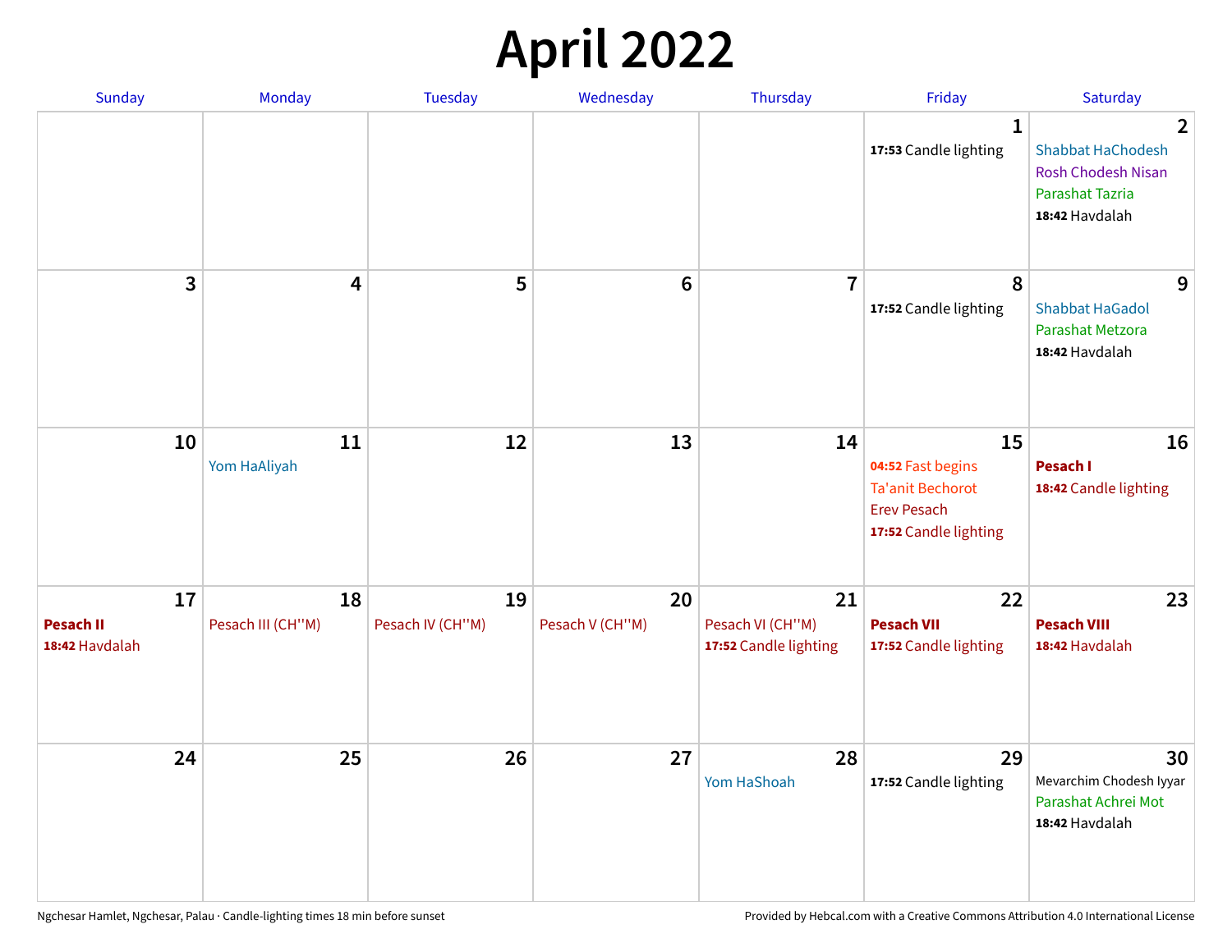# April 2022

| Sunday | Monday | Tuesday | Wednesday | Thursday | Friday | Saturday |
|---|---|---|---|---|---|---|
| | | | | | 1<br>**17:53** Candle lighting | 2<br>Shabbat HaChodesh<br>Rosh Chodesh Nisan<br>Parashat Tazria<br>**18:42** Havdalah |
| 3 | 4 | 5 | 6 | 7 | 8<br>**17:52** Candle lighting | 9<br>Shabbat HaGadol<br>Parashat Metzora<br>**18:42** Havdalah |
| 10 | 11<br>Yom HaAliyah | 12 | 13 | 14 | 15<br>**04:52** Fast begins<br>Ta'anit Bechorot<br>Erev Pesach<br>**17:52** Candle lighting | 16<br>**Pesach I**<br>**18:42** Candle lighting |
| 17<br>**Pesach II**<br>**18:42** Havdalah | 18<br>Pesach III (CH''M) | 19<br>Pesach IV (CH''M) | 20<br>Pesach V (CH''M) | 21<br>Pesach VI (CH''M)<br>**17:52** Candle lighting | 22<br>**Pesach VII**<br>**17:52** Candle lighting | 23<br>**Pesach VIII**<br>**18:42** Havdalah |
| 24 | 25 | 26 | 27 | 28<br>Yom HaShoah | 29<br>**17:52** Candle lighting | 30<br>Mevarchim Chodesh Iyyar<br>Parashat Achrei Mot<br>**18:42** Havdalah |

Ngchesar Hamlet, Ngchesar, Palau · Candle-lighting times 18 min before sunset

Provided by Hebcal.com with a Creative Commons Attribution 4.0 International License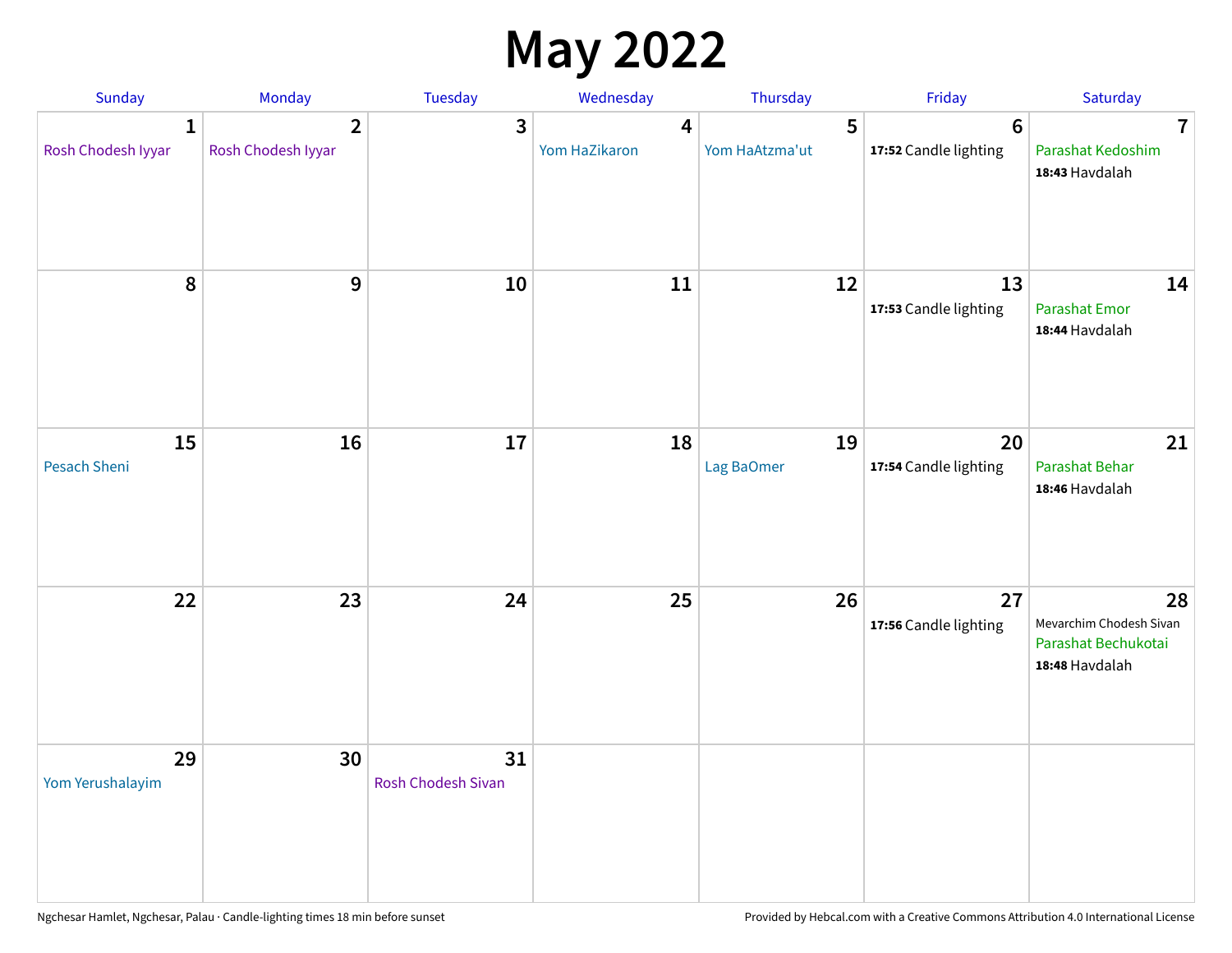# May 2022

| Sunday | Monday | Tuesday | Wednesday | Thursday | Friday | Saturday |
|---|---|---|---|---|---|---|
| **1** Rosh Chodesh Iyyar | **2** Rosh Chodesh Iyyar | **3** | **4** Yom HaZikaron | **5** Yom HaAtzma'ut | **6** **17:52** Candle lighting | **7** Parashat Kedoshim **18:43** Havdalah |
| **8** | **9** | **10** | **11** | **12** | **13** **17:53** Candle lighting | **14** Parashat Emor **18:44** Havdalah |
| **15** Pesach Sheni | **16** | **17** | **18** | **19** Lag BaOmer | **20** **17:54** Candle lighting | **21** Parashat Behar **18:46** Havdalah |
| **22** | **23** | **24** | **25** | **26** | **27** **17:56** Candle lighting | **28** Mevarchim Chodesh Sivan Parashat Bechukotai **18:48** Havdalah |
| **29** Yom Yerushalayim | **30** | **31** Rosh Chodesh Sivan | | | | |

Ngchesar Hamlet, Ngchesar, Palau · Candle-lighting times 18 min before sunset

Provided by Hebcal.com with a Creative Commons Attribution 4.0 International License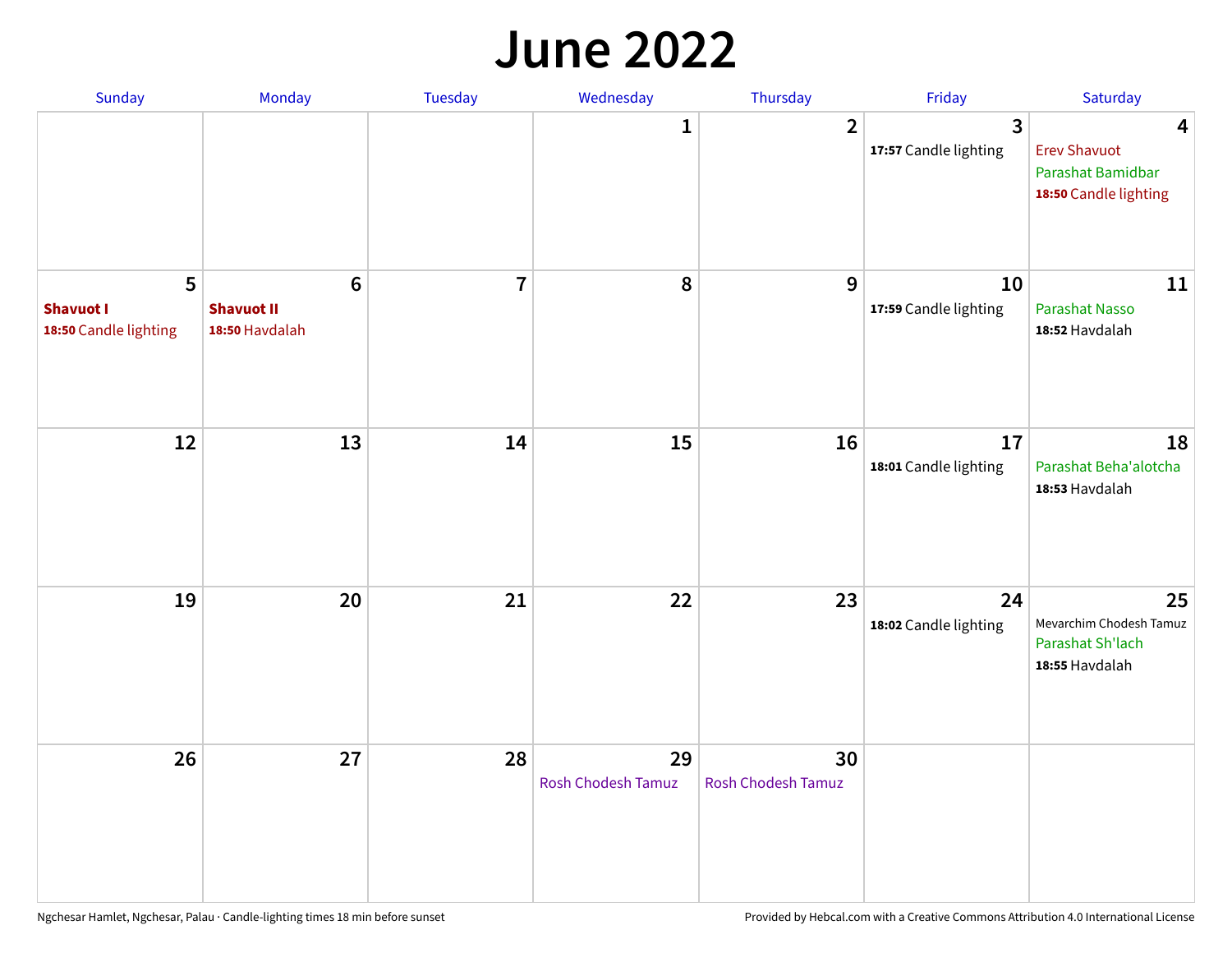# June 2022

| Sunday | Monday | Tuesday | Wednesday | Thursday | Friday | Saturday |
|---|---|---|---|---|---|---|
| | | | 1 | 2 | 3<br>**17:57** Candle lighting | 4<br>Erev Shavuot<br>Parashat Bamidbar<br>**18:50** Candle lighting |
| 5<br>**Shavuot I**<br>**18:50** Candle lighting | 6<br>**Shavuot II**<br>**18:50** Havdalah | 7 | 8 | 9 | 10<br>**17:59** Candle lighting | 11<br>Parashat Nasso<br>**18:52** Havdalah |
| 12 | 13 | 14 | 15 | 16 | 17<br>**18:01** Candle lighting | 18<br>Parashat Beha'alotcha<br>**18:53** Havdalah |
| 19 | 20 | 21 | 22 | 23 | 24<br>**18:02** Candle lighting | 25<br>Mevarchim Chodesh Tamuz<br>Parashat Sh'lach<br>**18:55** Havdalah |
| 26 | 27 | 28 | 29<br>Rosh Chodesh Tamuz | 30<br>Rosh Chodesh Tamuz | | |

Ngchesar Hamlet, Ngchesar, Palau · Candle-lighting times 18 min before sunset

Provided by Hebcal.com with a Creative Commons Attribution 4.0 International License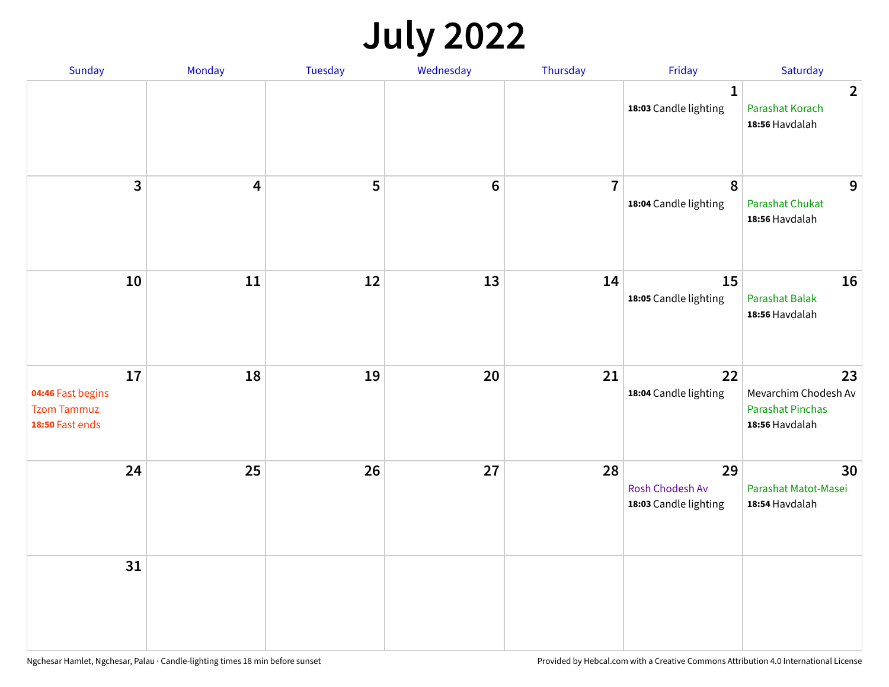# July 2022

| Sunday | Monday | Tuesday | Wednesday | Thursday | Friday | Saturday |
|---|---|---|---|---|---|---|
| | | | | | 1<br>**18:03** Candle lighting | 2<br>Parashat Korach<br>**18:56** Havdalah |
| 3 | 4 | 5 | 6 | 7 | 8<br>**18:04** Candle lighting | 9<br>Parashat Chukat<br>**18:56** Havdalah |
| 10 | 11 | 12 | 13 | 14 | 15<br>**18:05** Candle lighting | 16<br>Parashat Balak<br>**18:56** Havdalah |
| 17<br>**04:46** Fast begins<br>Tzom Tammuz<br>**18:50** Fast ends | 18 | 19 | 20 | 21 | 22<br>**18:04** Candle lighting | 23<br>Mevarchim Chodesh Av<br>Parashat Pinchas<br>**18:56** Havdalah |
| 24 | 25 | 26 | 27 | 28 | 29<br>Rosh Chodesh Av<br>**18:03** Candle lighting | 30<br>Parashat Matot-Masei<br>**18:54** Havdalah |
| 31 | | | | | | |

Ngchesar Hamlet, Ngchesar, Palau · Candle-lighting times 18 min before sunset

Provided by Hebcal.com with a Creative Commons Attribution 4.0 International License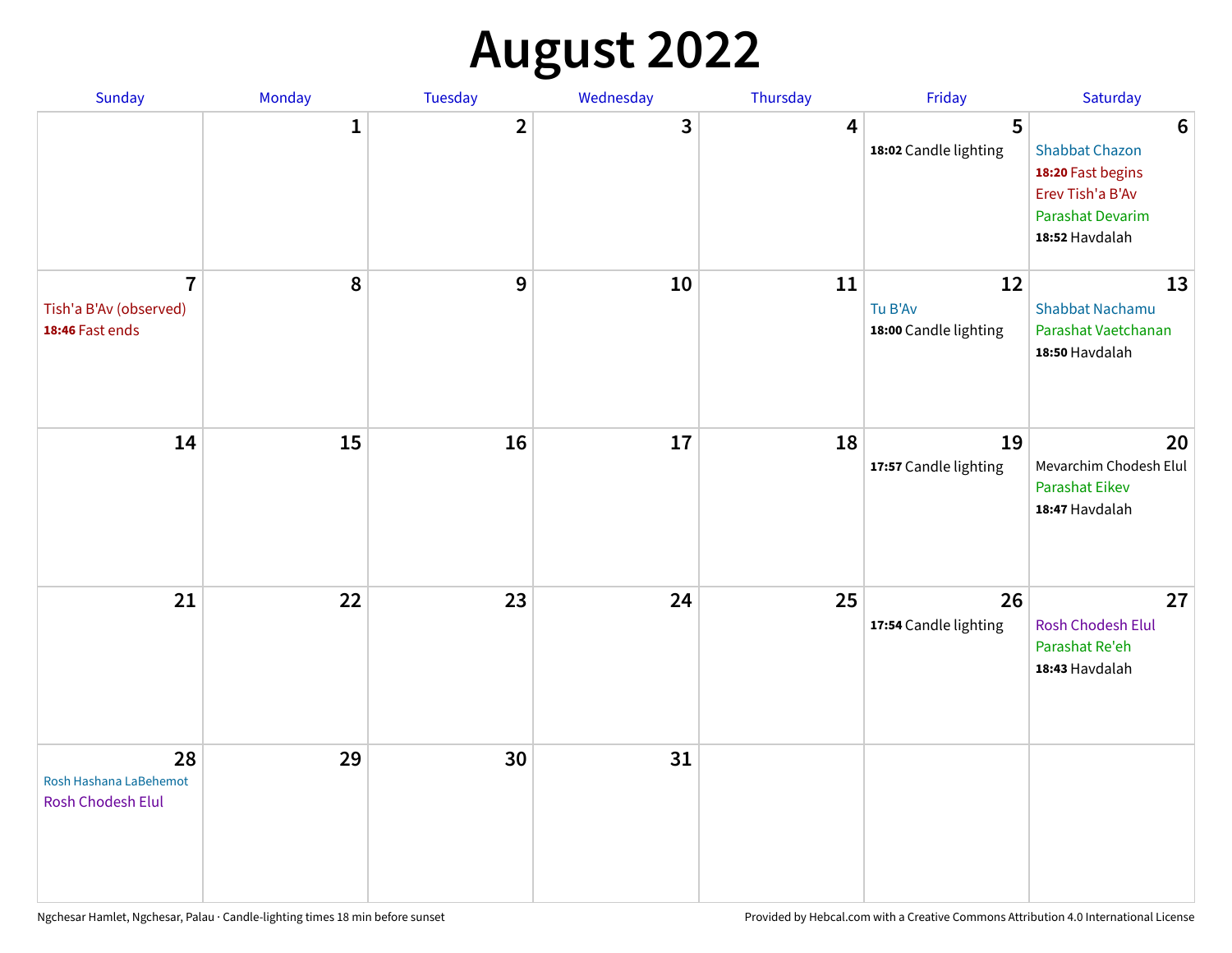# August 2022

| Sunday | Monday | Tuesday | Wednesday | Thursday | Friday | Saturday |
|---|---|---|---|---|---|---|
| | 1 | 2 | 3 | 4 | 5<br>**18:02** Candle lighting | 6<br>Shabbat Chazon<br>**18:20** Fast begins<br>Erev Tish'a B'Av<br>Parashat Devarim<br>**18:52** Havdalah |
| 7<br>Tish'a B'Av (observed)<br>**18:46** Fast ends | 8 | 9 | 10 | 11 | 12<br>Tu B'Av<br>**18:00** Candle lighting | 13<br>Shabbat Nachamu<br>Parashat Vaetchanan<br>**18:50** Havdalah |
| 14 | 15 | 16 | 17 | 18 | 19<br>**17:57** Candle lighting | 20<br>Mevarchim Chodesh Elul<br>Parashat Eikev<br>**18:47** Havdalah |
| 21 | 22 | 23 | 24 | 25 | 26<br>**17:54** Candle lighting | 27<br>Rosh Chodesh Elul<br>Parashat Re'eh<br>**18:43** Havdalah |
| 28<br>Rosh Hashana LaBehemot<br>Rosh Chodesh Elul | 29 | 30 | 31 | | | |

Ngchesar Hamlet, Ngchesar, Palau · Candle-lighting times 18 min before sunset

Provided by Hebcal.com with a Creative Commons Attribution 4.0 International License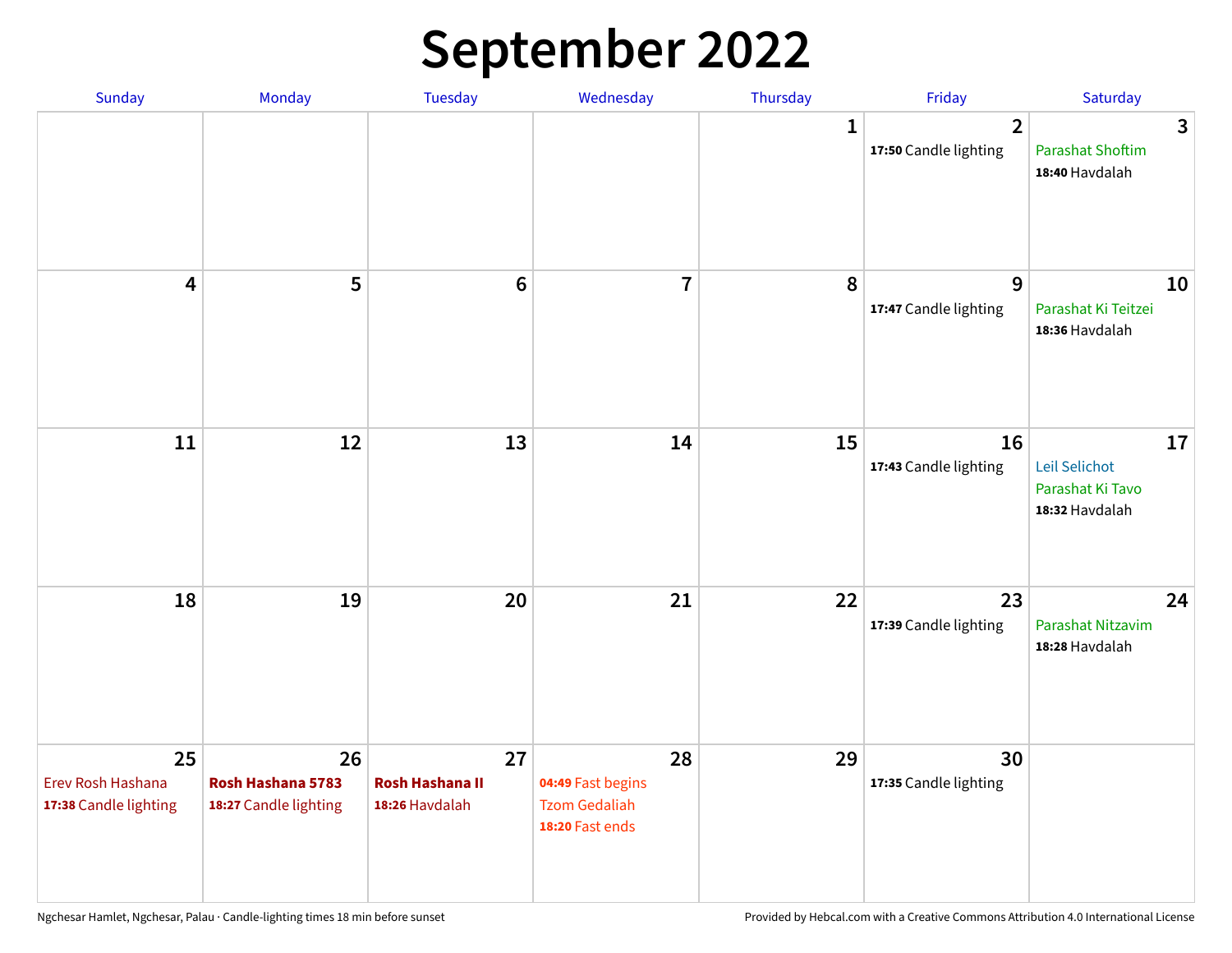# September 2022

| Sunday | Monday | Tuesday | Wednesday | Thursday | Friday | Saturday |
|---|---|---|---|---|---|---|
| | | | | 1 | 2<br>**17:50** Candle lighting | 3<br>Parashat Shoftim<br>**18:40** Havdalah |
| 4 | 5 | 6 | 7 | 8 | 9<br>**17:47** Candle lighting | 10<br>Parashat Ki Teitzei<br>**18:36** Havdalah |
| 11 | 12 | 13 | 14 | 15 | 16<br>**17:43** Candle lighting | 17<br>Leil Selichot<br>Parashat Ki Tavo<br>**18:32** Havdalah |
| 18 | 19 | 20 | 21 | 22 | 23<br>**17:39** Candle lighting | 24<br>Parashat Nitzavim<br>**18:28** Havdalah |
| 25<br>Erev Rosh Hashana<br>**17:38** Candle lighting | 26<br>**Rosh Hashana 5783**<br>**18:27** Candle lighting | 27<br>**Rosh Hashana II**<br>**18:26** Havdalah | 28<br>**04:49** Fast begins<br>Tzom Gedaliah<br>**18:20** Fast ends | 29 | 30<br>**17:35** Candle lighting | |

Ngchesar Hamlet, Ngchesar, Palau · Candle-lighting times 18 min before sunset

Provided by Hebcal.com with a Creative Commons Attribution 4.0 International License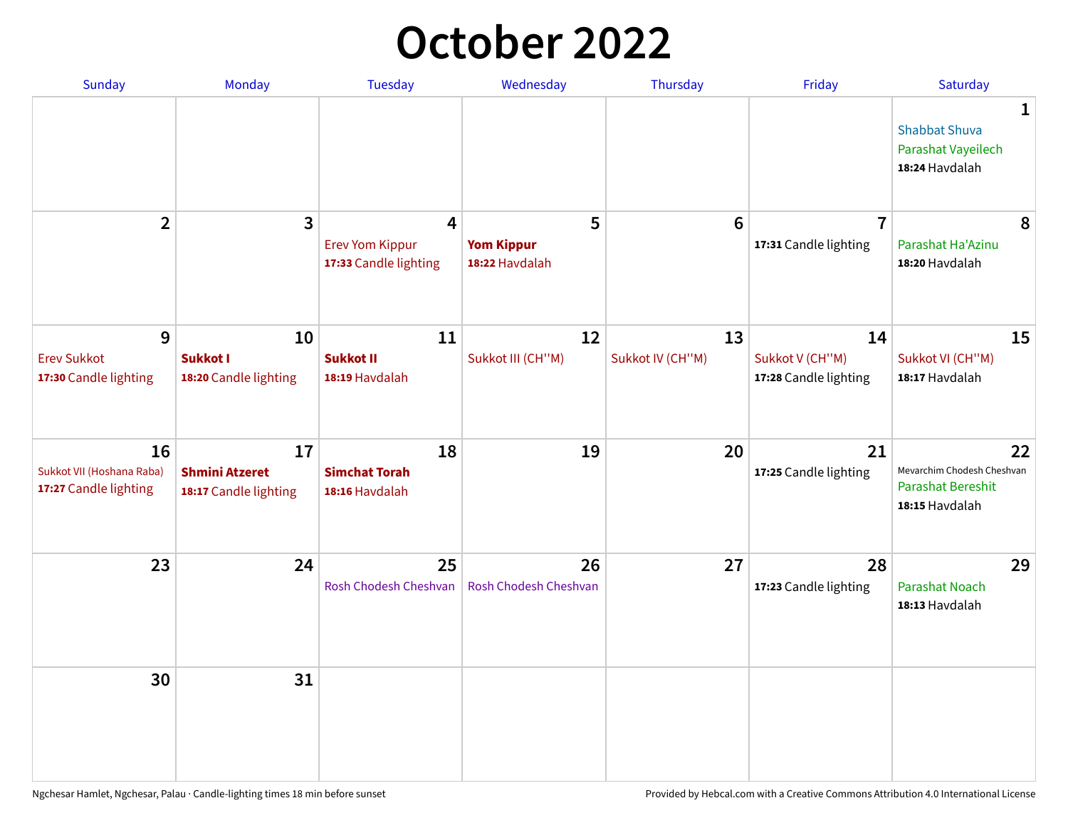# October 2022

| Sunday | Monday | Tuesday | Wednesday | Thursday | Friday | Saturday |
|---|---|---|---|---|---|---|
| | | | | | | **1**<br>Shabbat Shuva<br>Parashat Vayeilech<br>**18:24** Havdalah |
| **2** | **3** | **4**<br>Erev Yom Kippur<br>**17:33** Candle lighting | **5**<br>**Yom Kippur**<br>**18:22** Havdalah | **6** | **7**<br>**17:31** Candle lighting | **8**<br>Parashat Ha'Azinu<br>**18:20** Havdalah |
| **9**<br>Erev Sukkot<br>**17:30** Candle lighting | **10**<br>**Sukkot I**<br>**18:20** Candle lighting | **11**<br>**Sukkot II**<br>**18:19** Havdalah | **12**<br>Sukkot III (CH''M) | **13**<br>Sukkot IV (CH''M) | **14**<br>Sukkot V (CH''M)<br>**17:28** Candle lighting | **15**<br>Sukkot VI (CH''M)<br>**18:17** Havdalah |
| **16**<br>Sukkot VII (Hoshana Raba)<br>**17:27** Candle lighting | **17**<br>**Shmini Atzeret**<br>**18:17** Candle lighting | **18**<br>**Simchat Torah**<br>**18:16** Havdalah | **19** | **20** | **21**<br>**17:25** Candle lighting | **22**<br>Mevarchim Chodesh Cheshvan<br>Parashat Bereshit<br>**18:15** Havdalah |
| **23** | **24** | **25**<br>Rosh Chodesh Cheshvan | **26**<br>Rosh Chodesh Cheshvan | **27** | **28**<br>**17:23** Candle lighting | **29**<br>Parashat Noach<br>**18:13** Havdalah |
| **30** | **31** | | | | | |

Ngchesar Hamlet, Ngchesar, Palau · Candle-lighting times 18 min before sunset

Provided by Hebcal.com with a Creative Commons Attribution 4.0 International License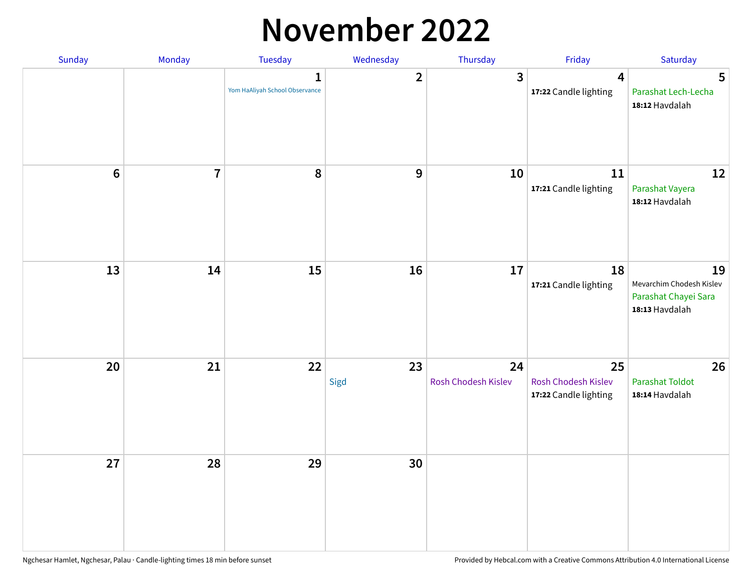# November 2022

| Sunday | Monday | Tuesday | Wednesday | Thursday | Friday | Saturday |
|---|---|---|---|---|---|---|
| | | **1** Yom HaAliyah School Observance | **2** | **3** | **4** **17:22** Candle lighting | **5** Parashat Lech-Lecha **18:12** Havdalah |
| **6** | **7** | **8** | **9** | **10** | **11** **17:21** Candle lighting | **12** Parashat Vayera **18:12** Havdalah |
| **13** | **14** | **15** | **16** | **17** | **18** **17:21** Candle lighting | **19** Mevarchim Chodesh Kislev Parashat Chayei Sara **18:13** Havdalah |
| **20** | **21** | **22** | **23** Sigd | **24** Rosh Chodesh Kislev | **25** Rosh Chodesh Kislev **17:22** Candle lighting | **26** Parashat Toldot **18:14** Havdalah |
| **27** | **28** | **29** | **30** | | | |

Ngchesar Hamlet, Ngchesar, Palau · Candle-lighting times 18 min before sunset

Provided by Hebcal.com with a Creative Commons Attribution 4.0 International License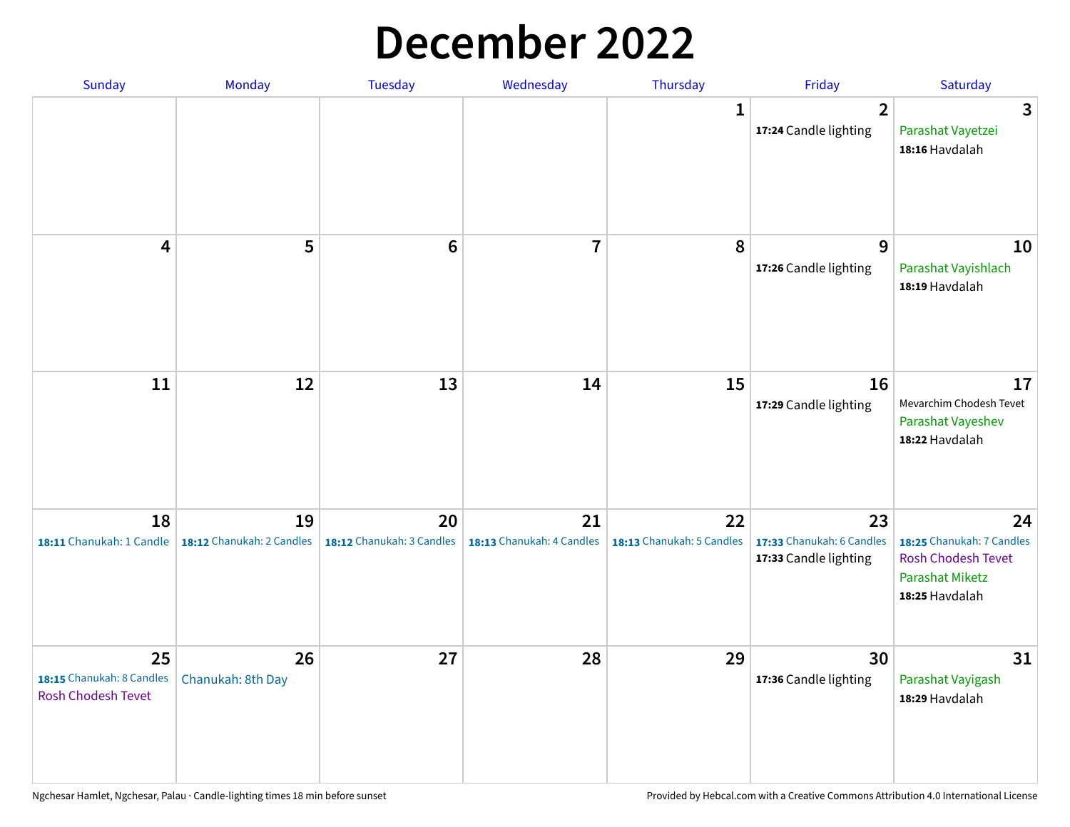# December 2022

| Sunday | Monday | Tuesday | Wednesday | Thursday | Friday | Saturday |
|---|---|---|---|---|---|---|
| | | | | 1 | 2<br>**17:24** Candle lighting | 3<br>Parashat Vayetzei<br>**18:16** Havdalah |
| 4 | 5 | 6 | 7 | 8 | 9<br>**17:26** Candle lighting | 10<br>Parashat Vayishlach<br>**18:19** Havdalah |
| 11 | 12 | 13 | 14 | 15 | 16<br>**17:29** Candle lighting | 17<br>Mevarchim Chodesh Tevet<br>Parashat Vayeshev<br>**18:22** Havdalah |
| 18<br>**18:11** Chanukah: 1 Candle | 19<br>**18:12** Chanukah: 2 Candles | 20<br>**18:12** Chanukah: 3 Candles | 21<br>**18:13** Chanukah: 4 Candles | 22<br>**18:13** Chanukah: 5 Candles | 23<br>**17:33** Chanukah: 6 Candles<br>**17:33** Candle lighting | 24<br>**18:25** Chanukah: 7 Candles<br>Rosh Chodesh Tevet<br>Parashat Miketz<br>**18:25** Havdalah |
| 25<br>**18:15** Chanukah: 8 Candles<br>Rosh Chodesh Tevet | 26<br>Chanukah: 8th Day | 27 | 28 | 29 | 30<br>**17:36** Candle lighting | 31<br>Parashat Vayigash<br>**18:29** Havdalah |

Ngchesar Hamlet, Ngchesar, Palau · Candle-lighting times 18 min before sunset

Provided by Hebcal.com with a Creative Commons Attribution 4.0 International License